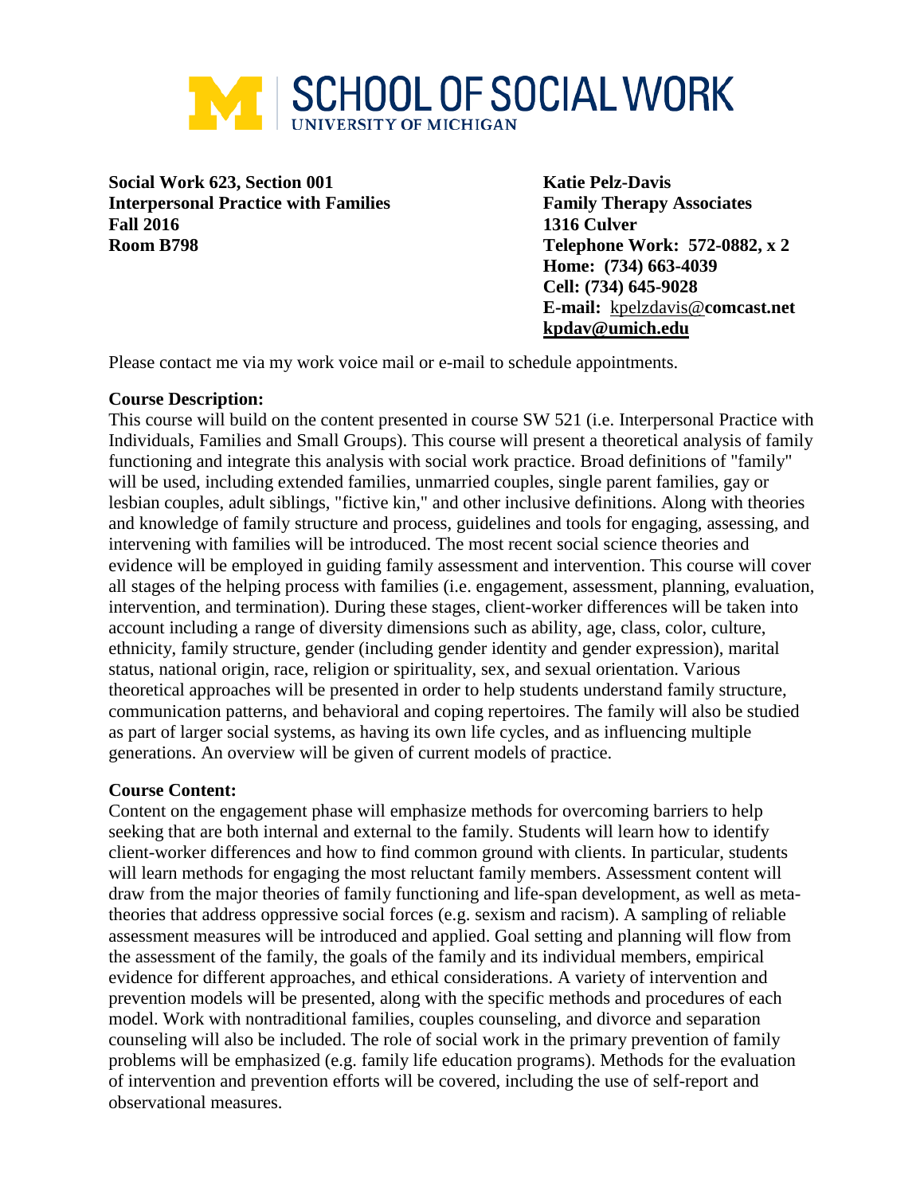# SCHOOL OF SOCIAL WORK
UNIVERSITY OF MICHIGAN

**Social Work 623, Section 001**
**Interpersonal Practice with Families**
**Fall 2016**
**Room B798**

**Katie Pelz-Davis**
**Family Therapy Associates**
**1316 Culver**
**Telephone Work: 572-0882, x 2**
**Home: (734) 663-4039**
**Cell: (734) 645-9028**
**E-mail:** kpelzdavis@**comcast.net**
**kpdav@umich.edu**

Please contact me via my work voice mail or e-mail to schedule appointments.

**Course Description:**
This course will build on the content presented in course SW 521 (i.e. Interpersonal Practice with Individuals, Families and Small Groups). This course will present a theoretical analysis of family functioning and integrate this analysis with social work practice. Broad definitions of "family" will be used, including extended families, unmarried couples, single parent families, gay or lesbian couples, adult siblings, "fictive kin," and other inclusive definitions. Along with theories and knowledge of family structure and process, guidelines and tools for engaging, assessing, and intervening with families will be introduced. The most recent social science theories and evidence will be employed in guiding family assessment and intervention. This course will cover all stages of the helping process with families (i.e. engagement, assessment, planning, evaluation, intervention, and termination). During these stages, client-worker differences will be taken into account including a range of diversity dimensions such as ability, age, class, color, culture, ethnicity, family structure, gender (including gender identity and gender expression), marital status, national origin, race, religion or spirituality, sex, and sexual orientation. Various theoretical approaches will be presented in order to help students understand family structure, communication patterns, and behavioral and coping repertoires. The family will also be studied as part of larger social systems, as having its own life cycles, and as influencing multiple generations. An overview will be given of current models of practice.

**Course Content:**
Content on the engagement phase will emphasize methods for overcoming barriers to help seeking that are both internal and external to the family. Students will learn how to identify client-worker differences and how to find common ground with clients. In particular, students will learn methods for engaging the most reluctant family members. Assessment content will draw from the major theories of family functioning and life-span development, as well as meta-theories that address oppressive social forces (e.g. sexism and racism). A sampling of reliable assessment measures will be introduced and applied. Goal setting and planning will flow from the assessment of the family, the goals of the family and its individual members, empirical evidence for different approaches, and ethical considerations. A variety of intervention and prevention models will be presented, along with the specific methods and procedures of each model. Work with nontraditional families, couples counseling, and divorce and separation counseling will also be included. The role of social work in the primary prevention of family problems will be emphasized (e.g. family life education programs). Methods for the evaluation of intervention and prevention efforts will be covered, including the use of self-report and observational measures.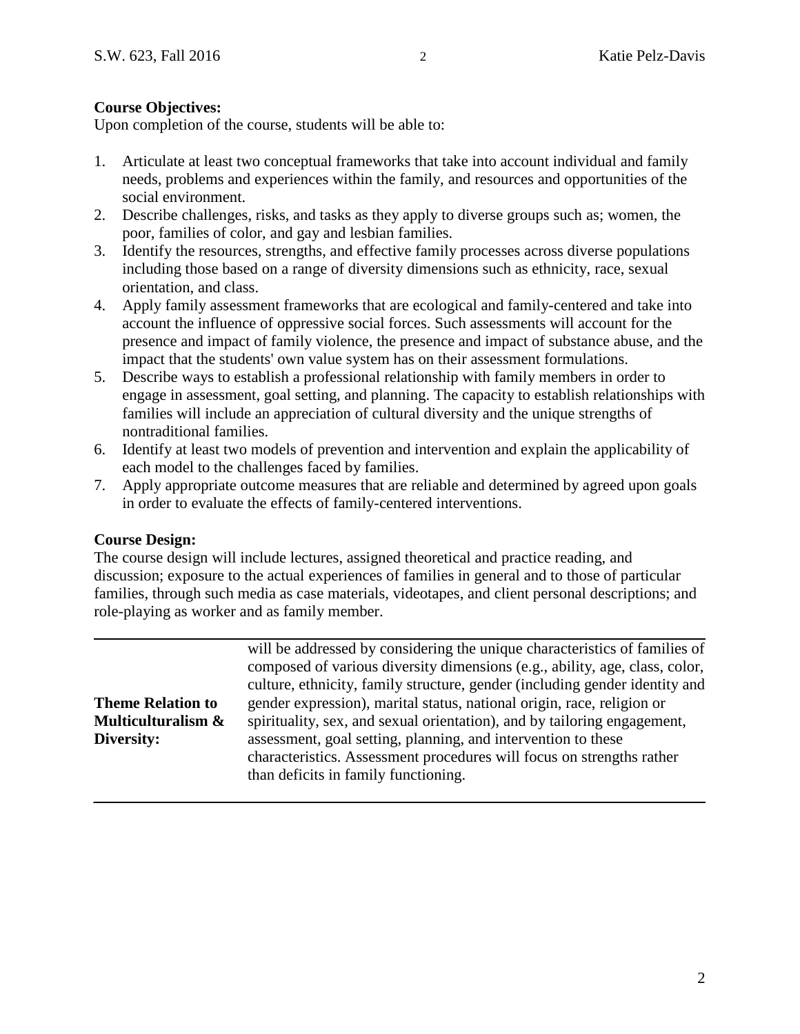**Course Objectives:**
Upon completion of the course, students will be able to:

1. Articulate at least two conceptual frameworks that take into account individual and family needs, problems and experiences within the family, and resources and opportunities of the social environment.
2. Describe challenges, risks, and tasks as they apply to diverse groups such as; women, the poor, families of color, and gay and lesbian families.
3. Identify the resources, strengths, and effective family processes across diverse populations including those based on a range of diversity dimensions such as ethnicity, race, sexual orientation, and class.
4. Apply family assessment frameworks that are ecological and family-centered and take into account the influence of oppressive social forces. Such assessments will account for the presence and impact of family violence, the presence and impact of substance abuse, and the impact that the students' own value system has on their assessment formulations.
5. Describe ways to establish a professional relationship with family members in order to engage in assessment, goal setting, and planning. The capacity to establish relationships with families will include an appreciation of cultural diversity and the unique strengths of nontraditional families.
6. Identify at least two models of prevention and intervention and explain the applicability of each model to the challenges faced by families.
7. Apply appropriate outcome measures that are reliable and determined by agreed upon goals in order to evaluate the effects of family-centered interventions.

**Course Design:**
The course design will include lectures, assigned theoretical and practice reading, and discussion; exposure to the actual experiences of families in general and to those of particular families, through such media as case materials, videotapes, and client personal descriptions; and role-playing as worker and as family member.

| | |
|---|---|
| **Theme Relation to Multiculturalism & Diversity:** | will be addressed by considering the unique characteristics of families of composed of various diversity dimensions (e.g., ability, age, class, color, culture, ethnicity, family structure, gender (including gender identity and gender expression), marital status, national origin, race, religion or spirituality, sex, and sexual orientation), and by tailoring engagement, assessment, goal setting, planning, and intervention to these characteristics. Assessment procedures will focus on strengths rather than deficits in family functioning. |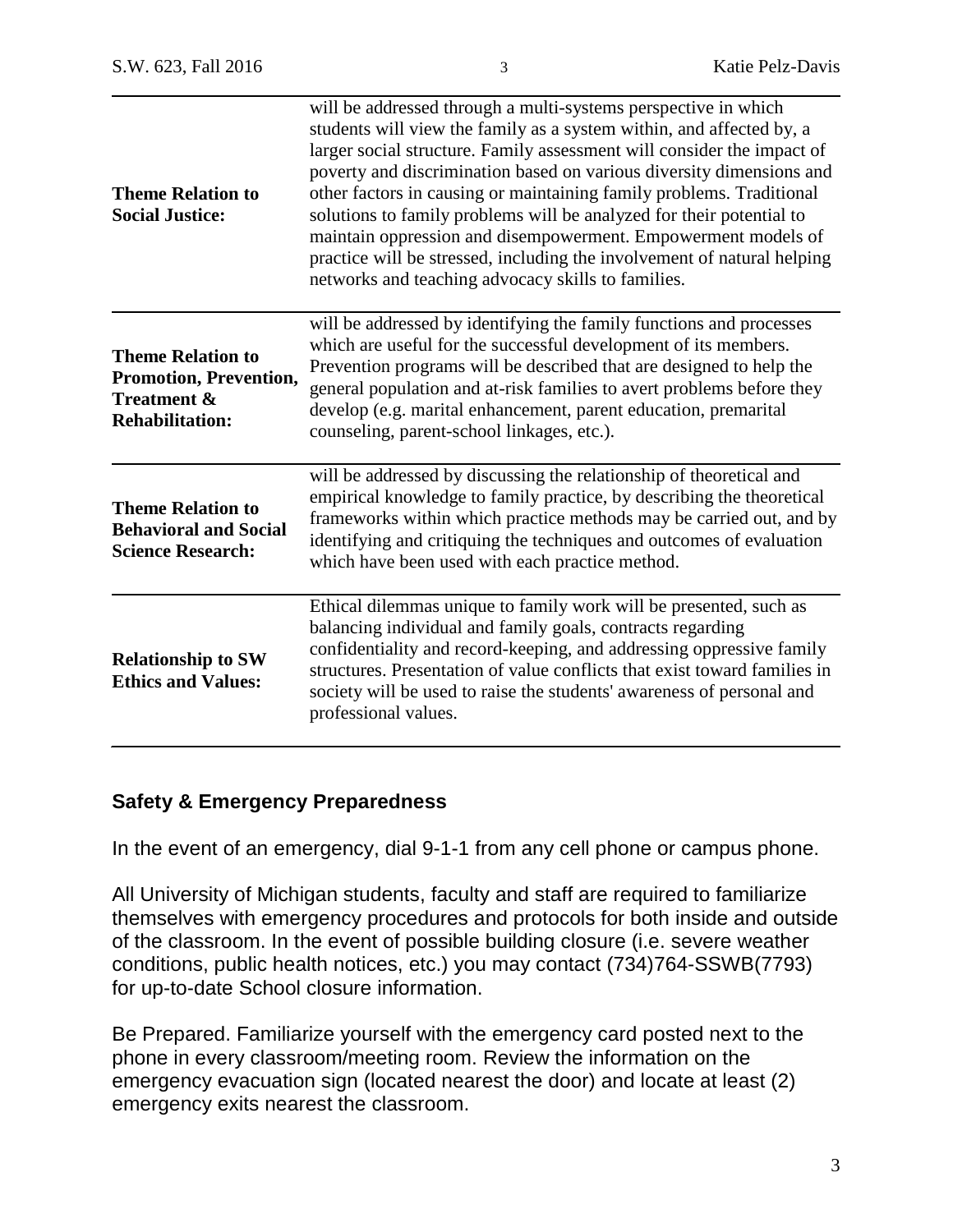| | |
|---|---|
| **Theme Relation to Social Justice:** | will be addressed through a multi-systems perspective in which students will view the family as a system within, and affected by, a larger social structure. Family assessment will consider the impact of poverty and discrimination based on various diversity dimensions and other factors in causing or maintaining family problems. Traditional solutions to family problems will be analyzed for their potential to maintain oppression and disempowerment. Empowerment models of practice will be stressed, including the involvement of natural helping networks and teaching advocacy skills to families. |
| **Theme Relation to Promotion, Prevention, Treatment & Rehabilitation:** | will be addressed by identifying the family functions and processes which are useful for the successful development of its members. Prevention programs will be described that are designed to help the general population and at-risk families to avert problems before they develop (e.g. marital enhancement, parent education, premarital counseling, parent-school linkages, etc.). |
| **Theme Relation to Behavioral and Social Science Research:** | will be addressed by discussing the relationship of theoretical and empirical knowledge to family practice, by describing the theoretical frameworks within which practice methods may be carried out, and by identifying and critiquing the techniques and outcomes of evaluation which have been used with each practice method. |
| **Relationship to SW Ethics and Values:** | Ethical dilemmas unique to family work will be presented, such as balancing individual and family goals, contracts regarding confidentiality and record-keeping, and addressing oppressive family structures. Presentation of value conflicts that exist toward families in society will be used to raise the students' awareness of personal and professional values. |

### Safety & Emergency Preparedness

In the event of an emergency, dial 9-1-1 from any cell phone or campus phone.

All University of Michigan students, faculty and staff are required to familiarize themselves with emergency procedures and protocols for both inside and outside of the classroom. In the event of possible building closure (i.e. severe weather conditions, public health notices, etc.) you may contact (734)764-SSWB(7793) for up-to-date School closure information.

Be Prepared. Familiarize yourself with the emergency card posted next to the phone in every classroom/meeting room. Review the information on the emergency evacuation sign (located nearest the door) and locate at least (2) emergency exits nearest the classroom.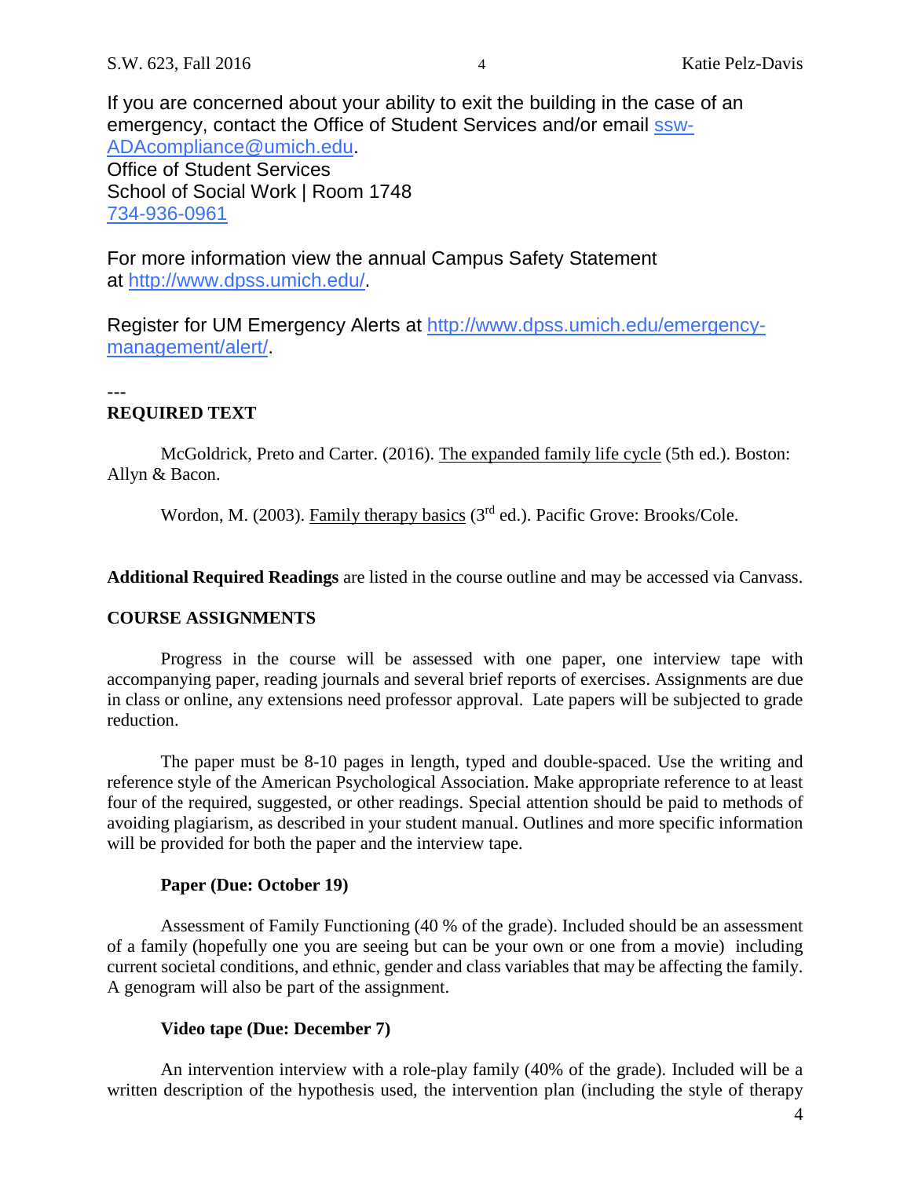If you are concerned about your ability to exit the building in the case of an emergency, contact the Office of Student Services and/or email [ssw-ADAcompliance@umich.edu](mailto:ssw-ADAcompliance@umich.edu).
Office of Student Services
School of Social Work | Room 1748
[734-936-0961](tel:734-936-0961)

For more information view the annual Campus Safety Statement at [http://www.dpss.umich.edu/](http://www.dpss.umich.edu/).

Register for UM Emergency Alerts at [http://www.dpss.umich.edu/emergency-management/alert/](http://www.dpss.umich.edu/emergency-management/alert/).

---

**REQUIRED TEXT**

McGoldrick, Preto and Carter. (2016). The expanded family life cycle (5th ed.). Boston: Allyn & Bacon.

Wordon, M. (2003). Family therapy basics (3rd ed.). Pacific Grove: Brooks/Cole.

**Additional Required Readings** are listed in the course outline and may be accessed via Canvass.

**COURSE ASSIGNMENTS**

Progress in the course will be assessed with one paper, one interview tape with accompanying paper, reading journals and several brief reports of exercises. Assignments are due in class or online, any extensions need professor approval. Late papers will be subjected to grade reduction.

The paper must be 8-10 pages in length, typed and double-spaced. Use the writing and reference style of the American Psychological Association. Make appropriate reference to at least four of the required, suggested, or other readings. Special attention should be paid to methods of avoiding plagiarism, as described in your student manual. Outlines and more specific information will be provided for both the paper and the interview tape.

**Paper (Due: October 19)**

Assessment of Family Functioning (40 % of the grade). Included should be an assessment of a family (hopefully one you are seeing but can be your own or one from a movie) including current societal conditions, and ethnic, gender and class variables that may be affecting the family. A genogram will also be part of the assignment.

**Video tape (Due: December 7)**

An intervention interview with a role-play family (40% of the grade). Included will be a written description of the hypothesis used, the intervention plan (including the style of therapy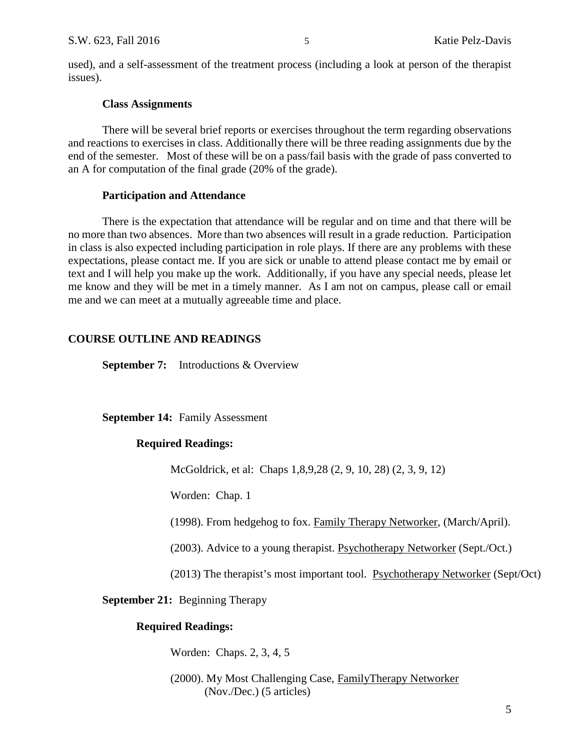used), and a self-assessment of the treatment process (including a look at person of the therapist issues).

### Class Assignments

There will be several brief reports or exercises throughout the term regarding observations and reactions to exercises in class. Additionally there will be three reading assignments due by the end of the semester. Most of these will be on a pass/fail basis with the grade of pass converted to an A for computation of the final grade (20% of the grade).

### Participation and Attendance

There is the expectation that attendance will be regular and on time and that there will be no more than two absences. More than two absences will result in a grade reduction. Participation in class is also expected including participation in role plays. If there are any problems with these expectations, please contact me. If you are sick or unable to attend please contact me by email or text and I will help you make up the work. Additionally, if you have any special needs, please let me know and they will be met in a timely manner. As I am not on campus, please call or email me and we can meet at a mutually agreeable time and place.

## COURSE OUTLINE AND READINGS

**September 7:** Introductions & Overview

**September 14:** Family Assessment

**Required Readings:**

McGoldrick, et al: Chaps 1,8,9,28 (2, 9, 10, 28) (2, 3, 9, 12)

Worden: Chap. 1

(1998). From hedgehog to fox. Family Therapy Networker, (March/April).

(2003). Advice to a young therapist. Psychotherapy Networker (Sept./Oct.)

(2013) The therapist's most important tool. Psychotherapy Networker (Sept/Oct)

**September 21:** Beginning Therapy

**Required Readings:**

Worden: Chaps. 2, 3, 4, 5

(2000). My Most Challenging Case, FamilyTherapy Networker (Nov./Dec.) (5 articles)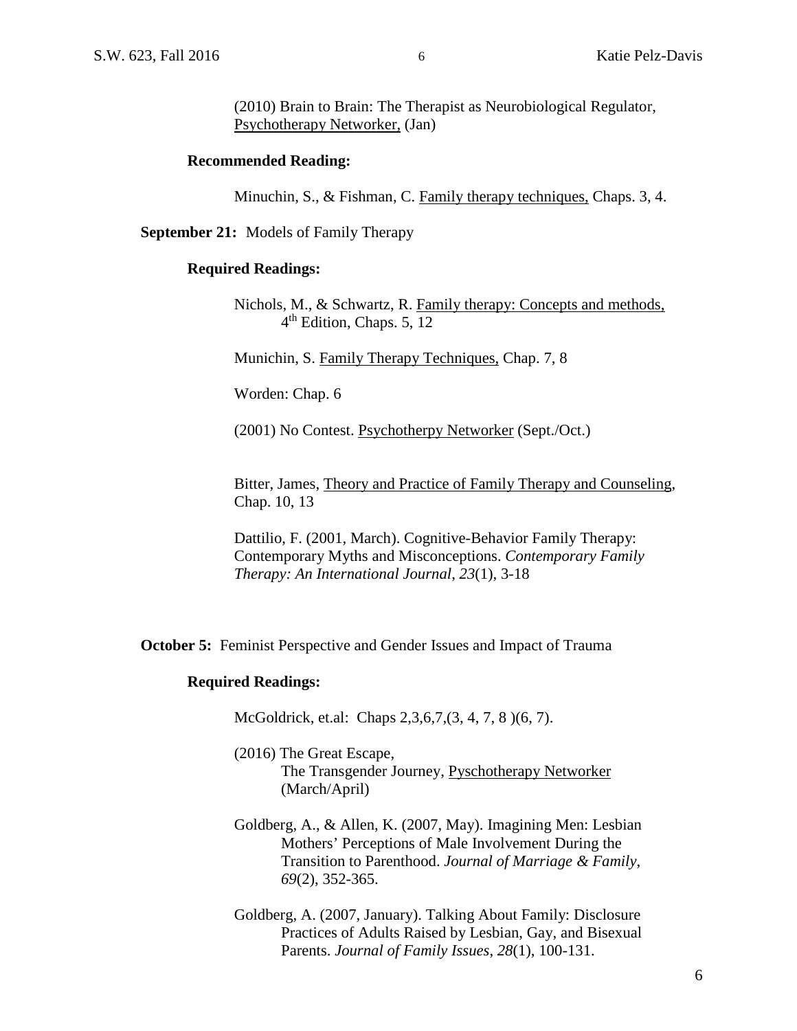(2010) Brain to Brain: The Therapist as Neurobiological Regulator, Psychotherapy Networker, (Jan)

**Recommended Reading:**

Minuchin, S., & Fishman, C. Family therapy techniques, Chaps. 3, 4.

**September 21:** Models of Family Therapy

**Required Readings:**

Nichols, M., & Schwartz, R. Family therapy: Concepts and methods, 4th Edition, Chaps. 5, 12

Munichin, S. Family Therapy Techniques, Chap. 7, 8

Worden: Chap. 6

(2001) No Contest. Psychotherpy Networker (Sept./Oct.)

Bitter, James, Theory and Practice of Family Therapy and Counseling, Chap. 10, 13

Dattilio, F. (2001, March). Cognitive-Behavior Family Therapy: Contemporary Myths and Misconceptions. *Contemporary Family Therapy: An International Journal*, *23*(1), 3-18

**October 5:** Feminist Perspective and Gender Issues and Impact of Trauma

**Required Readings:**

McGoldrick, et.al: Chaps 2,3,6,7,(3, 4, 7, 8 )(6, 7).

(2016) The Great Escape,
The Transgender Journey, Pyschotherapy Networker (March/April)

Goldberg, A., & Allen, K. (2007, May). Imagining Men: Lesbian Mothers' Perceptions of Male Involvement During the Transition to Parenthood. *Journal of Marriage & Family*, *69*(2), 352-365.

Goldberg, A. (2007, January). Talking About Family: Disclosure Practices of Adults Raised by Lesbian, Gay, and Bisexual Parents. *Journal of Family Issues*, *28*(1), 100-131.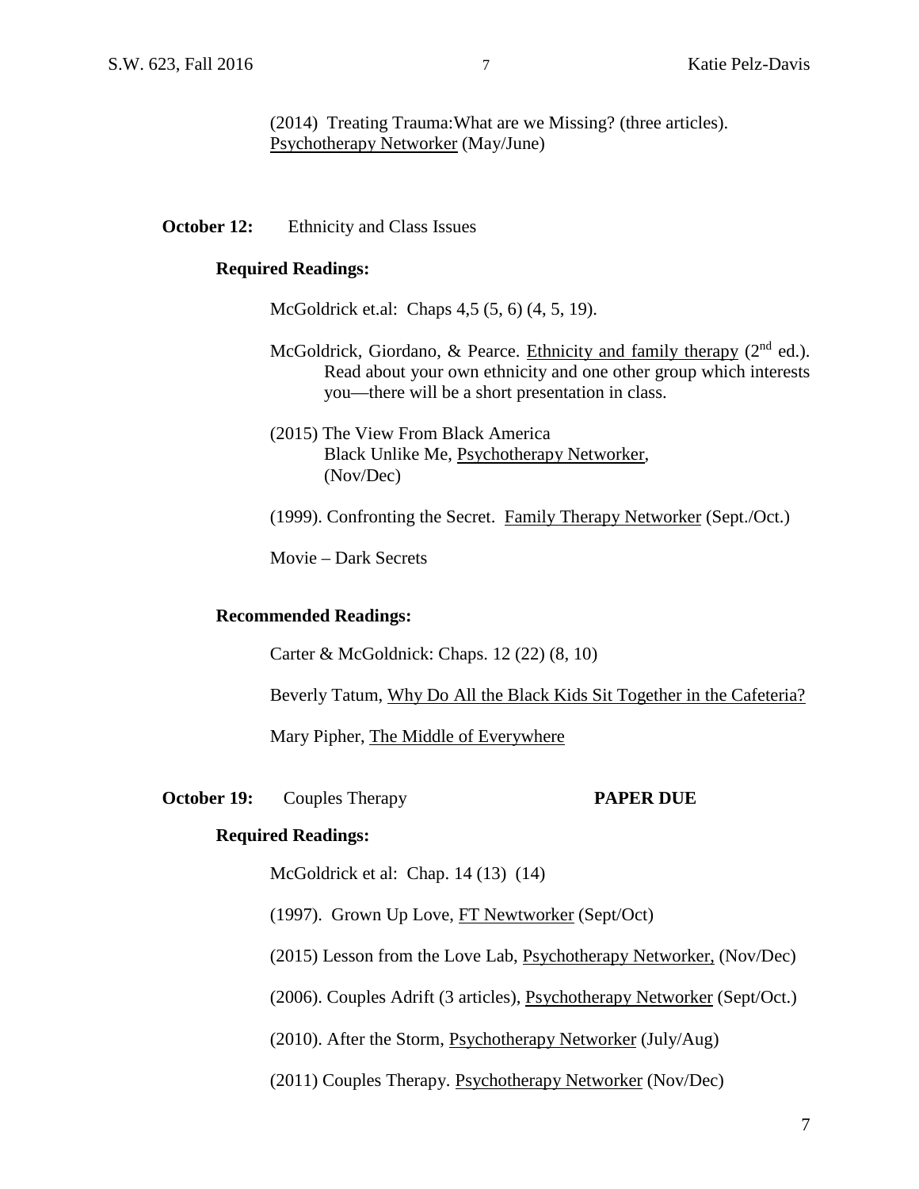(2014) Treating Trauma:What are we Missing? (three articles). Psychotherapy Networker (May/June)

**October 12:** Ethnicity and Class Issues

**Required Readings:**

McGoldrick et.al: Chaps 4,5 (5, 6) (4, 5, 19).

McGoldrick, Giordano, & Pearce. Ethnicity and family therapy (2nd ed.). Read about your own ethnicity and one other group which interests you—there will be a short presentation in class.

(2015) The View From Black America
Black Unlike Me, Psychotherapy Networker, (Nov/Dec)

(1999). Confronting the Secret. Family Therapy Networker (Sept./Oct.)

Movie – Dark Secrets

**Recommended Readings:**

Carter & McGoldnick: Chaps. 12 (22) (8, 10)

Beverly Tatum, Why Do All the Black Kids Sit Together in the Cafeteria?

Mary Pipher, The Middle of Everywhere

**October 19:** Couples Therapy **PAPER DUE**

**Required Readings:**

McGoldrick et al: Chap. 14 (13) (14)

(1997). Grown Up Love, FT Newtworker (Sept/Oct)

(2015) Lesson from the Love Lab, Psychotherapy Networker, (Nov/Dec)

(2006). Couples Adrift (3 articles), Psychotherapy Networker (Sept/Oct.)

(2010). After the Storm, Psychotherapy Networker (July/Aug)

(2011) Couples Therapy. Psychotherapy Networker (Nov/Dec)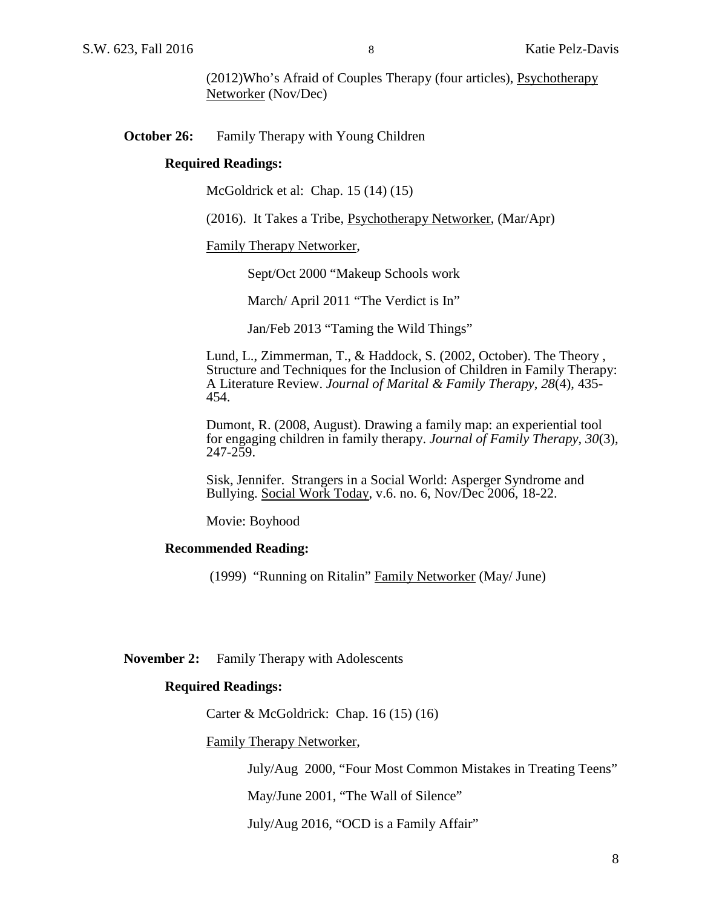(2012)Who's Afraid of Couples Therapy (four articles), Psychotherapy Networker (Nov/Dec)

**October 26:** Family Therapy with Young Children

**Required Readings:**

McGoldrick et al: Chap. 15 (14) (15)

(2016). It Takes a Tribe, Psychotherapy Networker, (Mar/Apr)

Family Therapy Networker,

Sept/Oct 2000 "Makeup Schools work

March/ April 2011 "The Verdict is In"

Jan/Feb 2013 "Taming the Wild Things"

Lund, L., Zimmerman, T., & Haddock, S. (2002, October). The Theory , Structure and Techniques for the Inclusion of Children in Family Therapy: A Literature Review. *Journal of Marital & Family Therapy*, *28*(4), 435-454.

Dumont, R. (2008, August). Drawing a family map: an experiential tool for engaging children in family therapy. *Journal of Family Therapy*, *30*(3), 247-259.

Sisk, Jennifer. Strangers in a Social World: Asperger Syndrome and Bullying. Social Work Today, v.6. no. 6, Nov/Dec 2006, 18-22.

Movie: Boyhood

**Recommended Reading:**

(1999) "Running on Ritalin" Family Networker (May/ June)

**November 2:** Family Therapy with Adolescents

**Required Readings:**

Carter & McGoldrick: Chap. 16 (15) (16)

Family Therapy Networker,

July/Aug 2000, "Four Most Common Mistakes in Treating Teens"

May/June 2001, "The Wall of Silence"

July/Aug 2016, "OCD is a Family Affair"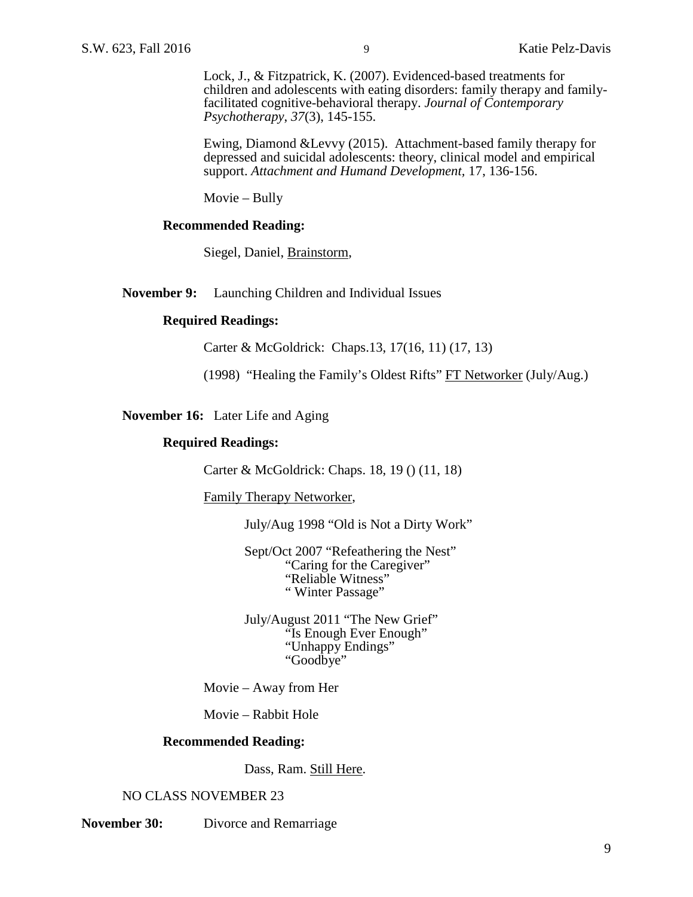Lock, J., & Fitzpatrick, K. (2007). Evidenced-based treatments for children and adolescents with eating disorders: family therapy and family-facilitated cognitive-behavioral therapy. *Journal of Contemporary Psychotherapy*, *37*(3), 145-155.

Ewing, Diamond &Levvy (2015). Attachment-based family therapy for depressed and suicidal adolescents: theory, clinical model and empirical support. *Attachment and Humand Development*, 17, 136-156.

Movie – Bully

**Recommended Reading:**

Siegel, Daniel, Brainstorm,

**November 9:** Launching Children and Individual Issues

**Required Readings:**

Carter & McGoldrick: Chaps.13, 17(16, 11) (17, 13)

(1998) "Healing the Family's Oldest Rifts" FT Networker (July/Aug.)

**November 16:** Later Life and Aging

**Required Readings:**

Carter & McGoldrick: Chaps. 18, 19 () (11, 18)

Family Therapy Networker,

July/Aug 1998 "Old is Not a Dirty Work"

Sept/Oct 2007 "Refeathering the Nest"
"Caring for the Caregiver"
"Reliable Witness"
" Winter Passage"

July/August 2011 "The New Grief"
"Is Enough Ever Enough"
"Unhappy Endings"
"Goodbye"

Movie – Away from Her

Movie – Rabbit Hole

**Recommended Reading:**

Dass, Ram. Still Here.

NO CLASS NOVEMBER 23

**November 30:** Divorce and Remarriage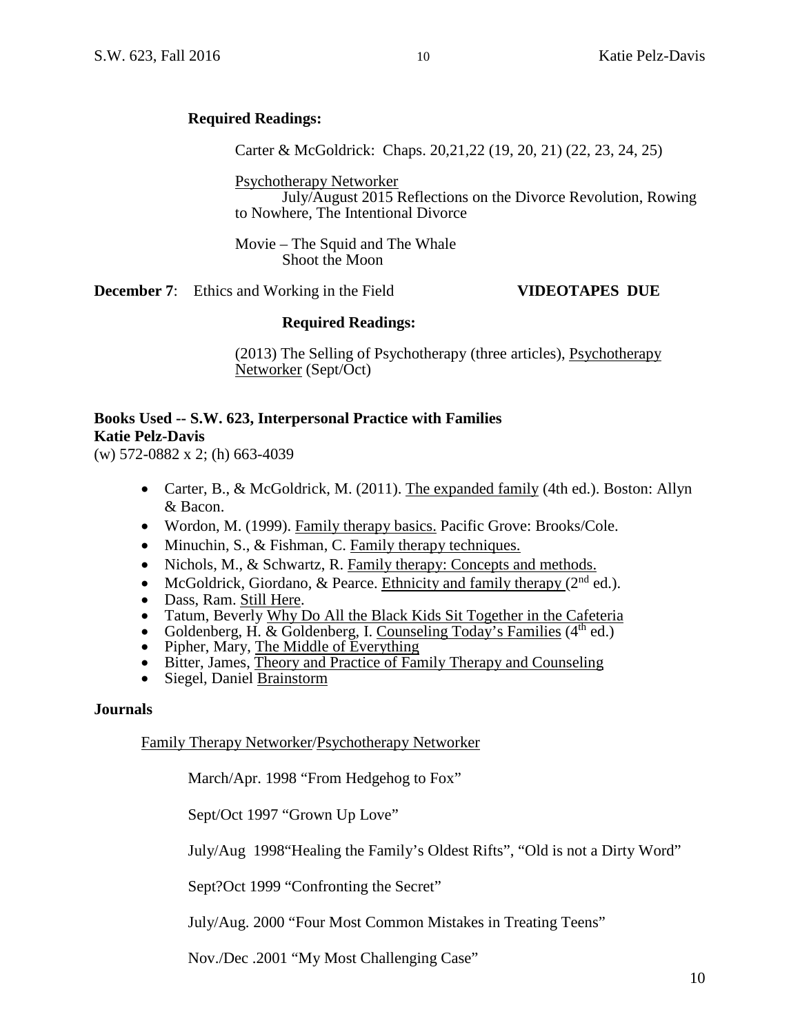**Required Readings:**

Carter & McGoldrick: Chaps. 20,21,22 (19, 20, 21) (22, 23, 24, 25)

Psychotherapy Networker
July/August 2015 Reflections on the Divorce Revolution, Rowing to Nowhere, The Intentional Divorce

Movie – The Squid and The Whale
Shoot the Moon

**December 7**: Ethics and Working in the Field **VIDEOTAPES DUE**

**Required Readings:**

(2013) The Selling of Psychotherapy (three articles), Psychotherapy Networker (Sept/Oct)

**Books Used -- S.W. 623, Interpersonal Practice with Families**
**Katie Pelz-Davis**
(w) 572-0882 x 2; (h) 663-4039

- Carter, B., & McGoldrick, M. (2011). The expanded family (4th ed.). Boston: Allyn & Bacon.
- Wordon, M. (1999). Family therapy basics. Pacific Grove: Brooks/Cole.
- Minuchin, S., & Fishman, C. Family therapy techniques.
- Nichols, M., & Schwartz, R. Family therapy: Concepts and methods.
- McGoldrick, Giordano, & Pearce. Ethnicity and family therapy (2nd ed.).
- Dass, Ram. Still Here.
- Tatum, Beverly Why Do All the Black Kids Sit Together in the Cafeteria
- Goldenberg, H. & Goldenberg, I. Counseling Today's Families (4th ed.)
- Pipher, Mary, The Middle of Everything
- Bitter, James, Theory and Practice of Family Therapy and Counseling
- Siegel, Daniel Brainstorm

**Journals**

Family Therapy Networker/Psychotherapy Networker

March/Apr. 1998 "From Hedgehog to Fox"

Sept/Oct 1997 "Grown Up Love"

July/Aug 1998"Healing the Family's Oldest Rifts", "Old is not a Dirty Word"

Sept?Oct 1999 "Confronting the Secret"

July/Aug. 2000 "Four Most Common Mistakes in Treating Teens"

Nov./Dec .2001 "My Most Challenging Case"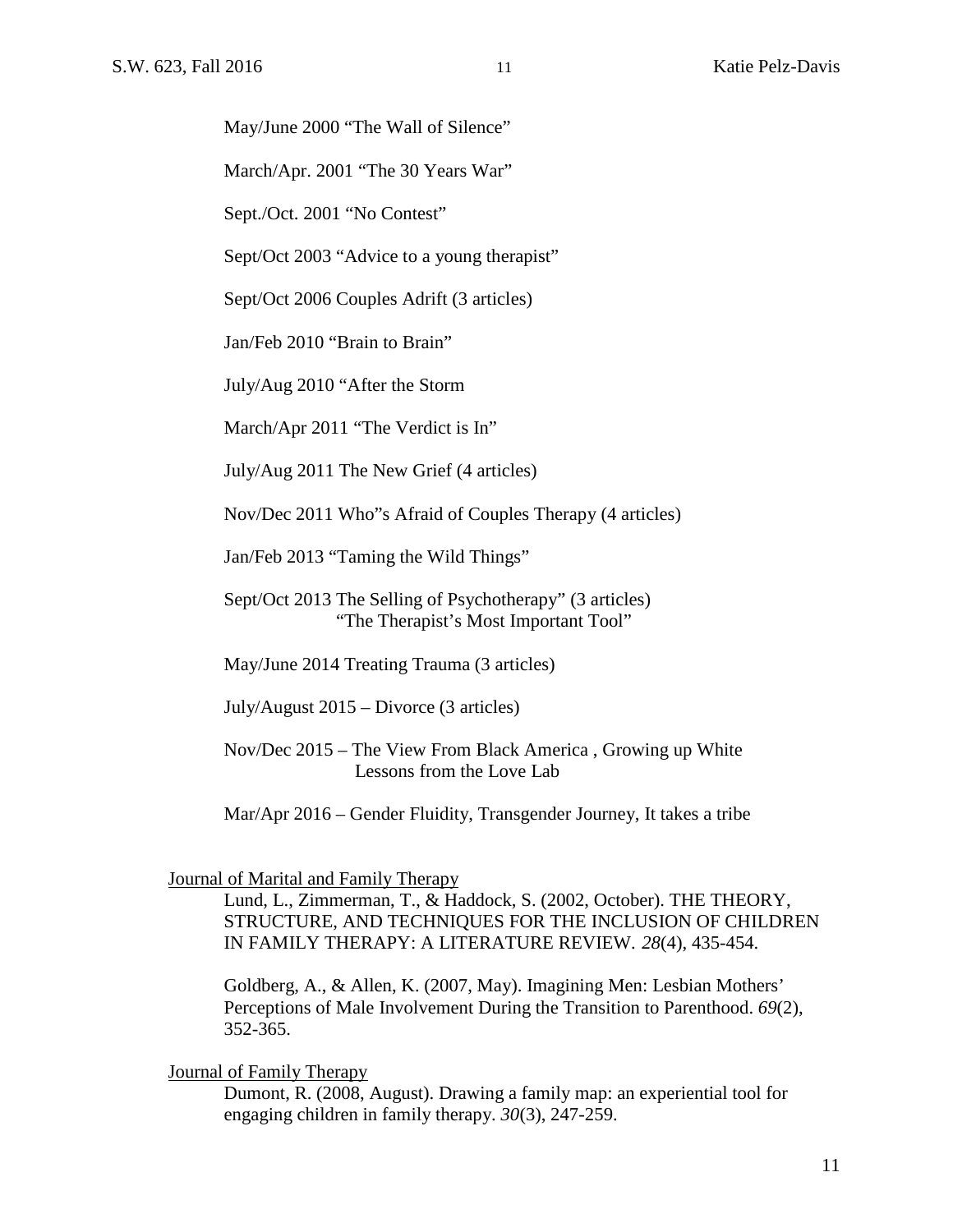May/June 2000 “The Wall of Silence”

March/Apr. 2001 “The 30 Years War”

Sept./Oct. 2001 “No Contest”

Sept/Oct 2003 “Advice to a young therapist”

Sept/Oct 2006 Couples Adrift (3 articles)

Jan/Feb 2010 “Brain to Brain”

July/Aug 2010 “After the Storm

March/Apr 2011 “The Verdict is In”

July/Aug 2011 The New Grief (4 articles)

Nov/Dec 2011 Who”s Afraid of Couples Therapy (4 articles)

Jan/Feb 2013 “Taming the Wild Things”

Sept/Oct 2013 The Selling of Psychotherapy” (3 articles)
“The Therapist’s Most Important Tool”

May/June 2014 Treating Trauma (3 articles)

July/August 2015 – Divorce (3 articles)

Nov/Dec 2015 – The View From Black America , Growing up White
Lessons from the Love Lab

Mar/Apr 2016 – Gender Fluidity, Transgender Journey, It takes a tribe

<u>Journal of Marital and Family Therapy</u>

Lund, L., Zimmerman, T., & Haddock, S. (2002, October). THE THEORY, STRUCTURE, AND TECHNIQUES FOR THE INCLUSION OF CHILDREN IN FAMILY THERAPY: A LITERATURE REVIEW. *28*(4), 435-454.

Goldberg, A., & Allen, K. (2007, May). Imagining Men: Lesbian Mothers’ Perceptions of Male Involvement During the Transition to Parenthood. *69*(2), 352-365.

<u>Journal of Family Therapy</u>

Dumont, R. (2008, August). Drawing a family map: an experiential tool for engaging children in family therapy. *30*(3), 247-259.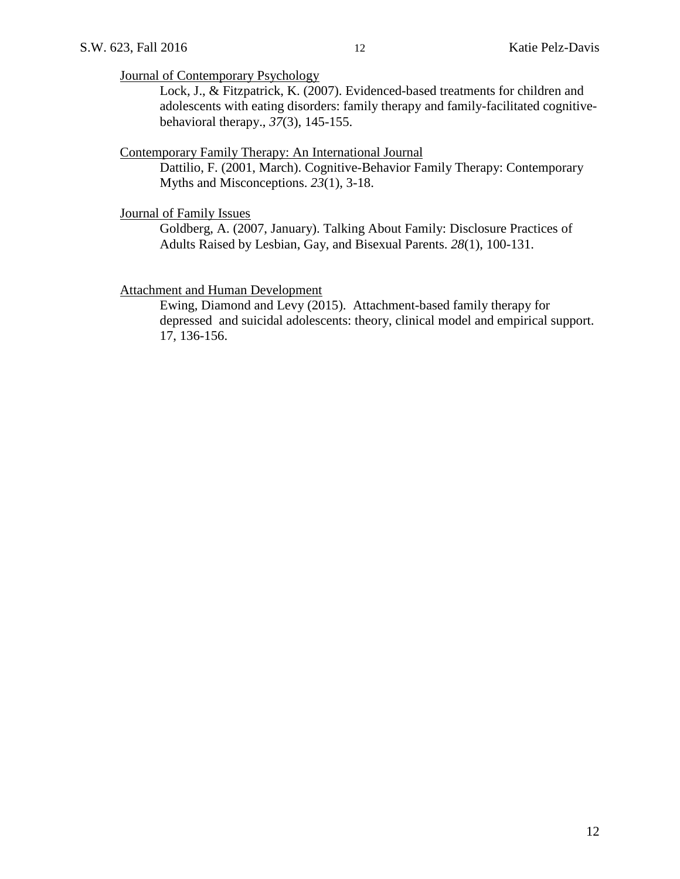<u>Journal of Contemporary Psychology</u>

Lock, J., & Fitzpatrick, K. (2007). Evidenced-based treatments for children and adolescents with eating disorders: family therapy and family-facilitated cognitive-behavioral therapy., *37*(3), 145-155.

<u>Contemporary Family Therapy: An International Journal</u>

Dattilio, F. (2001, March). Cognitive-Behavior Family Therapy: Contemporary Myths and Misconceptions. *23*(1), 3-18.

<u>Journal of Family Issues</u>

Goldberg, A. (2007, January). Talking About Family: Disclosure Practices of Adults Raised by Lesbian, Gay, and Bisexual Parents. *28*(1), 100-131.

<u>Attachment and Human Development</u>

Ewing, Diamond and Levy (2015). Attachment-based family therapy for depressed and suicidal adolescents: theory, clinical model and empirical support. 17, 136-156.